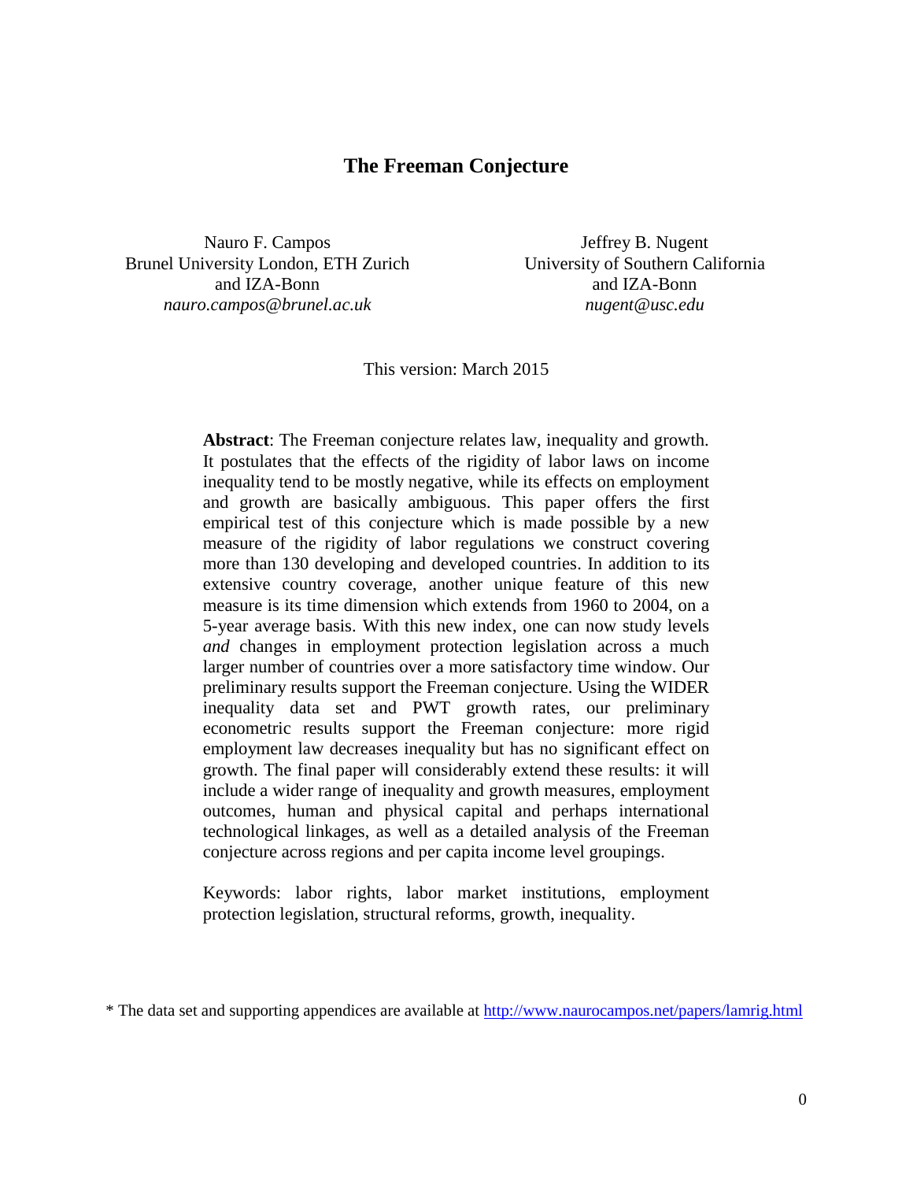# The Freeman Conjecture

Nauro F. Campos
Brunel University London, ETH Zurich
and IZA-Bonn
*nauro.campos@brunel.ac.uk*

Jeffrey B. Nugent
University of Southern California
and IZA-Bonn
*nugent@usc.edu*

This version: March 2015

**Abstract**: The Freeman conjecture relates law, inequality and growth. It postulates that the effects of the rigidity of labor laws on income inequality tend to be mostly negative, while its effects on employment and growth are basically ambiguous. This paper offers the first empirical test of this conjecture which is made possible by a new measure of the rigidity of labor regulations we construct covering more than 130 developing and developed countries. In addition to its extensive country coverage, another unique feature of this new measure is its time dimension which extends from 1960 to 2004, on a 5-year average basis. With this new index, one can now study levels *and* changes in employment protection legislation across a much larger number of countries over a more satisfactory time window. Our preliminary results support the Freeman conjecture. Using the WIDER inequality data set and PWT growth rates, our preliminary econometric results support the Freeman conjecture: more rigid employment law decreases inequality but has no significant effect on growth. The final paper will considerably extend these results: it will include a wider range of inequality and growth measures, employment outcomes, human and physical capital and perhaps international technological linkages, as well as a detailed analysis of the Freeman conjecture across regions and per capita income level groupings.

Keywords: labor rights, labor market institutions, employment protection legislation, structural reforms, growth, inequality.

* The data set and supporting appendices are available at http://www.naurocampos.net/papers/lamrig.html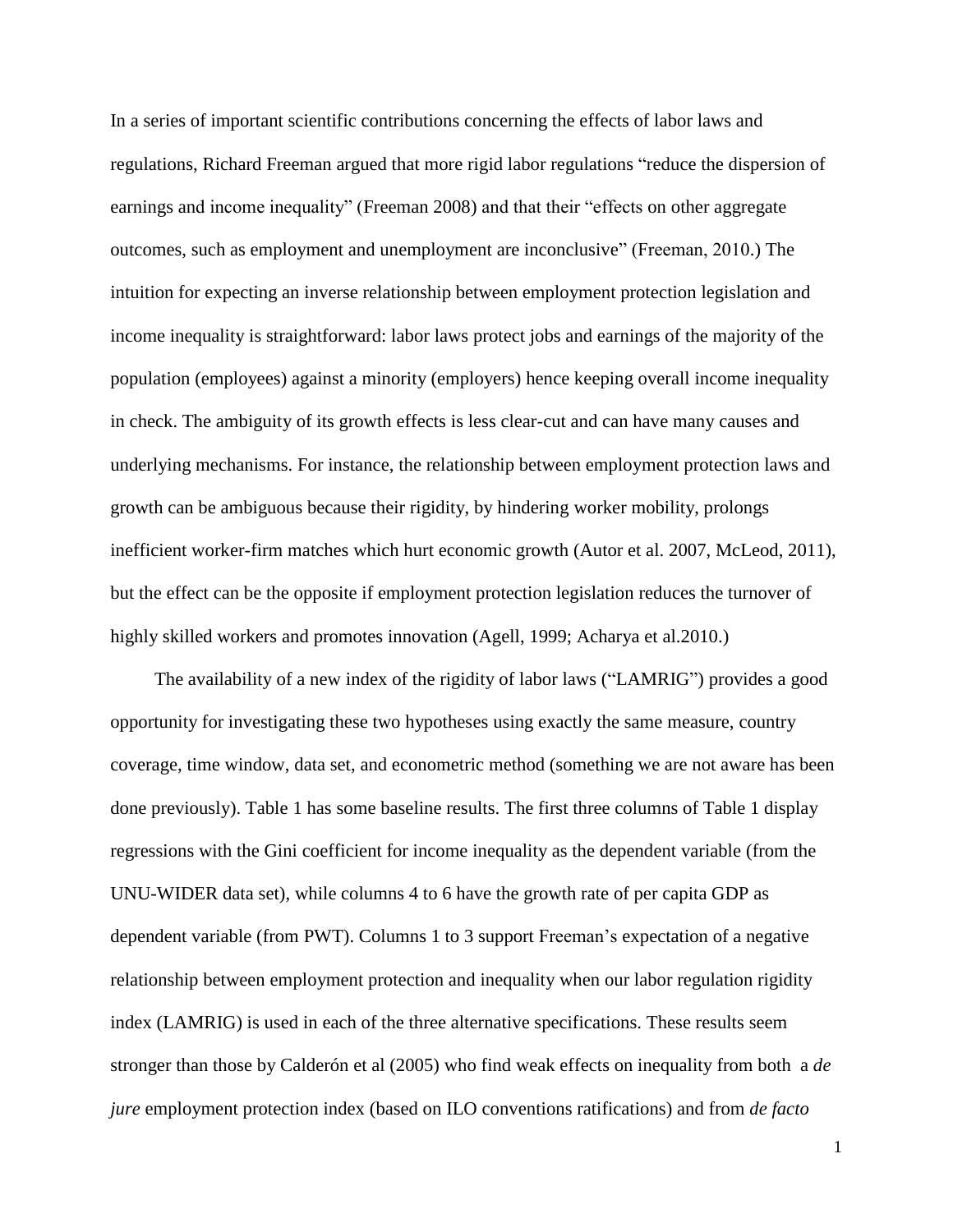In a series of important scientific contributions concerning the effects of labor laws and regulations, Richard Freeman argued that more rigid labor regulations "reduce the dispersion of earnings and income inequality" (Freeman 2008) and that their "effects on other aggregate outcomes, such as employment and unemployment are inconclusive" (Freeman, 2010.) The intuition for expecting an inverse relationship between employment protection legislation and income inequality is straightforward: labor laws protect jobs and earnings of the majority of the population (employees) against a minority (employers) hence keeping overall income inequality in check. The ambiguity of its growth effects is less clear-cut and can have many causes and underlying mechanisms. For instance, the relationship between employment protection laws and growth can be ambiguous because their rigidity, by hindering worker mobility, prolongs inefficient worker-firm matches which hurt economic growth (Autor et al. 2007, McLeod, 2011), but the effect can be the opposite if employment protection legislation reduces the turnover of highly skilled workers and promotes innovation (Agell, 1999; Acharya et al.2010.)

The availability of a new index of the rigidity of labor laws ("LAMRIG") provides a good opportunity for investigating these two hypotheses using exactly the same measure, country coverage, time window, data set, and econometric method (something we are not aware has been done previously). Table 1 has some baseline results. The first three columns of Table 1 display regressions with the Gini coefficient for income inequality as the dependent variable (from the UNU-WIDER data set), while columns 4 to 6 have the growth rate of per capita GDP as dependent variable (from PWT). Columns 1 to 3 support Freeman's expectation of a negative relationship between employment protection and inequality when our labor regulation rigidity index (LAMRIG) is used in each of the three alternative specifications. These results seem stronger than those by Calderón et al (2005) who find weak effects on inequality from both a *de jure* employment protection index (based on ILO conventions ratifications) and from *de facto*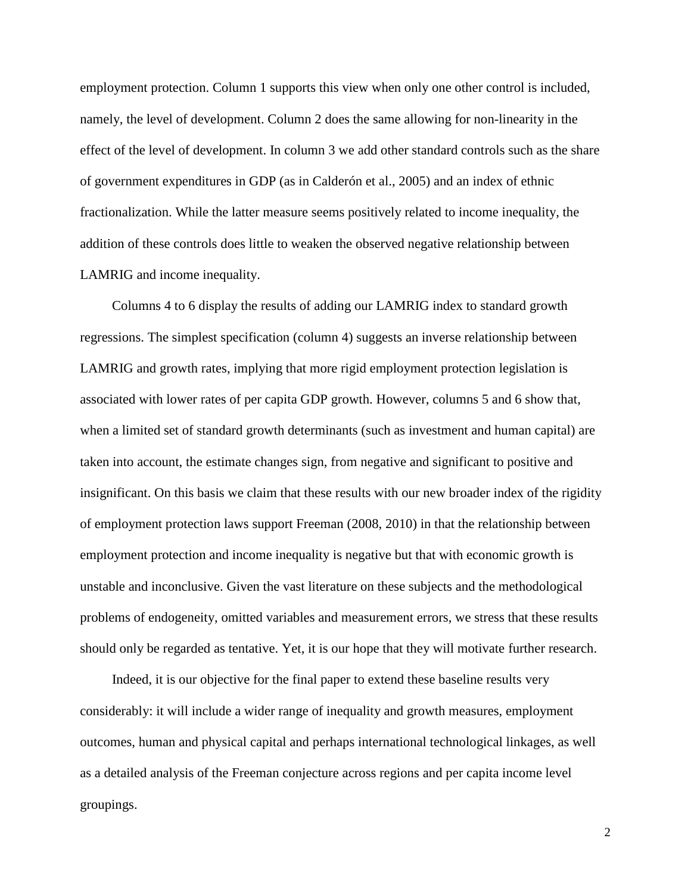employment protection. Column 1 supports this view when only one other control is included, namely, the level of development. Column 2 does the same allowing for non-linearity in the effect of the level of development. In column 3 we add other standard controls such as the share of government expenditures in GDP (as in Calderón et al., 2005) and an index of ethnic fractionalization. While the latter measure seems positively related to income inequality, the addition of these controls does little to weaken the observed negative relationship between LAMRIG and income inequality.

Columns 4 to 6 display the results of adding our LAMRIG index to standard growth regressions. The simplest specification (column 4) suggests an inverse relationship between LAMRIG and growth rates, implying that more rigid employment protection legislation is associated with lower rates of per capita GDP growth. However, columns 5 and 6 show that, when a limited set of standard growth determinants (such as investment and human capital) are taken into account, the estimate changes sign, from negative and significant to positive and insignificant. On this basis we claim that these results with our new broader index of the rigidity of employment protection laws support Freeman (2008, 2010) in that the relationship between employment protection and income inequality is negative but that with economic growth is unstable and inconclusive. Given the vast literature on these subjects and the methodological problems of endogeneity, omitted variables and measurement errors, we stress that these results should only be regarded as tentative. Yet, it is our hope that they will motivate further research.

Indeed, it is our objective for the final paper to extend these baseline results very considerably: it will include a wider range of inequality and growth measures, employment outcomes, human and physical capital and perhaps international technological linkages, as well as a detailed analysis of the Freeman conjecture across regions and per capita income level groupings.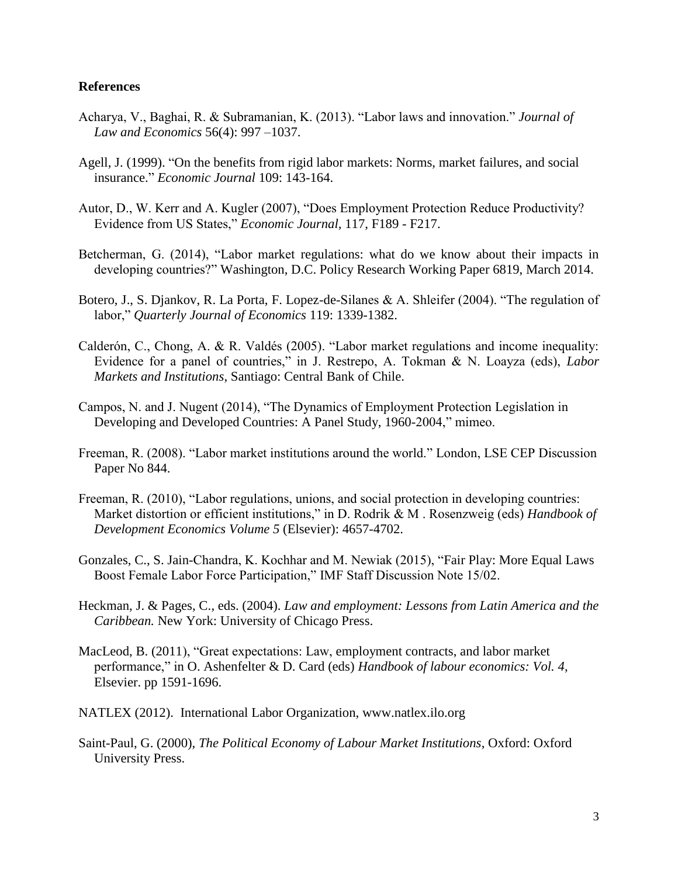## References

Acharya, V., Baghai, R. & Subramanian, K. (2013). "Labor laws and innovation." *Journal of Law and Economics* 56(4): 997 –1037.

Agell, J. (1999). "On the benefits from rigid labor markets: Norms, market failures, and social insurance." *Economic Journal* 109: 143-164.

Autor, D., W. Kerr and A. Kugler (2007), "Does Employment Protection Reduce Productivity? Evidence from US States," *Economic Journal*, 117, F189 - F217.

Betcherman, G. (2014), "Labor market regulations: what do we know about their impacts in developing countries?" Washington, D.C. Policy Research Working Paper 6819, March 2014.

Botero, J., S. Djankov, R. La Porta, F. Lopez-de-Silanes & A. Shleifer (2004). "The regulation of labor," *Quarterly Journal of Economics* 119: 1339-1382.

Calderón, C., Chong, A. & R. Valdés (2005). "Labor market regulations and income inequality: Evidence for a panel of countries," in J. Restrepo, A. Tokman & N. Loayza (eds), *Labor Markets and Institutions*, Santiago: Central Bank of Chile.

Campos, N. and J. Nugent (2014), "The Dynamics of Employment Protection Legislation in Developing and Developed Countries: A Panel Study, 1960-2004," mimeo.

Freeman, R. (2008). "Labor market institutions around the world." London, LSE CEP Discussion Paper No 844.

Freeman, R. (2010), "Labor regulations, unions, and social protection in developing countries: Market distortion or efficient institutions," in D. Rodrik & M . Rosenzweig (eds) *Handbook of Development Economics Volume 5* (Elsevier): 4657-4702.

Gonzales, C., S. Jain-Chandra, K. Kochhar and M. Newiak (2015), "Fair Play: More Equal Laws Boost Female Labor Force Participation," IMF Staff Discussion Note 15/02.

Heckman, J. & Pages, C., eds. (2004). *Law and employment: Lessons from Latin America and the Caribbean.* New York: University of Chicago Press.

MacLeod, B. (2011), "Great expectations: Law, employment contracts, and labor market performance," in O. Ashenfelter & D. Card (eds) *Handbook of labour economics: Vol. 4*, Elsevier. pp 1591-1696.

NATLEX (2012). International Labor Organization, www.natlex.ilo.org

Saint-Paul, G. (2000), *The Political Economy of Labour Market Institutions*, Oxford: Oxford University Press.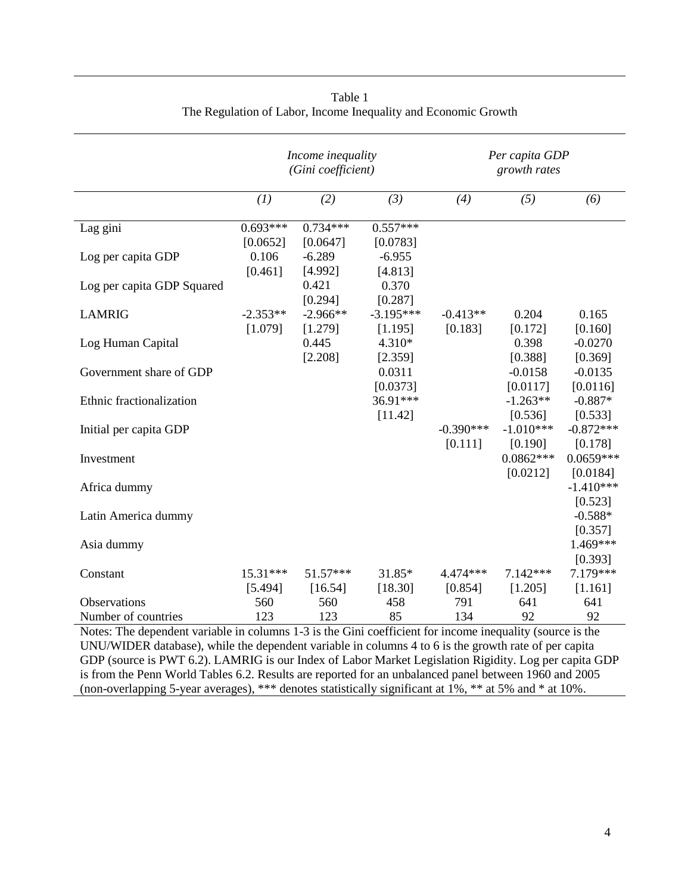Table 1
The Regulation of Labor, Income Inequality and Economic Growth

| | *Income inequality (Gini coefficient)* | | | *Per capita GDP growth rates* | | |
|---|---|---|---|---|---|---|
| | *(1)* | *(2)* | *(3)* | *(4)* | *(5)* | *(6)* |
| Lag gini | 0.693*** | 0.734*** | 0.557*** | | | |
| | [0.0652] | [0.0647] | [0.0783] | | | |
| Log per capita GDP | 0.106 | -6.289 | -6.955 | | | |
| | [0.461] | [4.992] | [4.813] | | | |
| Log per capita GDP Squared | | 0.421 | 0.370 | | | |
| | | [0.294] | [0.287] | | | |
| LAMRIG | -2.353** | -2.966** | -3.195*** | -0.413** | 0.204 | 0.165 |
| | [1.079] | [1.279] | [1.195] | [0.183] | [0.172] | [0.160] |
| Log Human Capital | | 0.445 | 4.310* | | 0.398 | -0.0270 |
| | | [2.208] | [2.359] | | [0.388] | [0.369] |
| Government share of GDP | | | 0.0311 | | -0.0158 | -0.0135 |
| | | | [0.0373] | | [0.0117] | [0.0116] |
| Ethnic fractionalization | | | 36.91*** | | -1.263** | -0.887* |
| | | | [11.42] | | [0.536] | [0.533] |
| Initial per capita GDP | | | | -0.390*** | -1.010*** | -0.872*** |
| | | | | [0.111] | [0.190] | [0.178] |
| Investment | | | | | 0.0862*** | 0.0659*** |
| | | | | | [0.0212] | [0.0184] |
| Africa dummy | | | | | | -1.410*** |
| | | | | | | [0.523] |
| Latin America dummy | | | | | | -0.588* |
| | | | | | | [0.357] |
| Asia dummy | | | | | | 1.469*** |
| | | | | | | [0.393] |
| Constant | 15.31*** | 51.57*** | 31.85* | 4.474*** | 7.142*** | 7.179*** |
| | [5.494] | [16.54] | [18.30] | [0.854] | [1.205] | [1.161] |
| Observations | 560 | 560 | 458 | 791 | 641 | 641 |
| Number of countries | 123 | 123 | 85 | 134 | 92 | 92 |

Notes: The dependent variable in columns 1-3 is the Gini coefficient for income inequality (source is the UNU/WIDER database), while the dependent variable in columns 4 to 6 is the growth rate of per capita GDP (source is PWT 6.2). LAMRIG is our Index of Labor Market Legislation Rigidity. Log per capita GDP is from the Penn World Tables 6.2. Results are reported for an unbalanced panel between 1960 and 2005 (non-overlapping 5-year averages), *** denotes statistically significant at 1%, ** at 5% and * at 10%.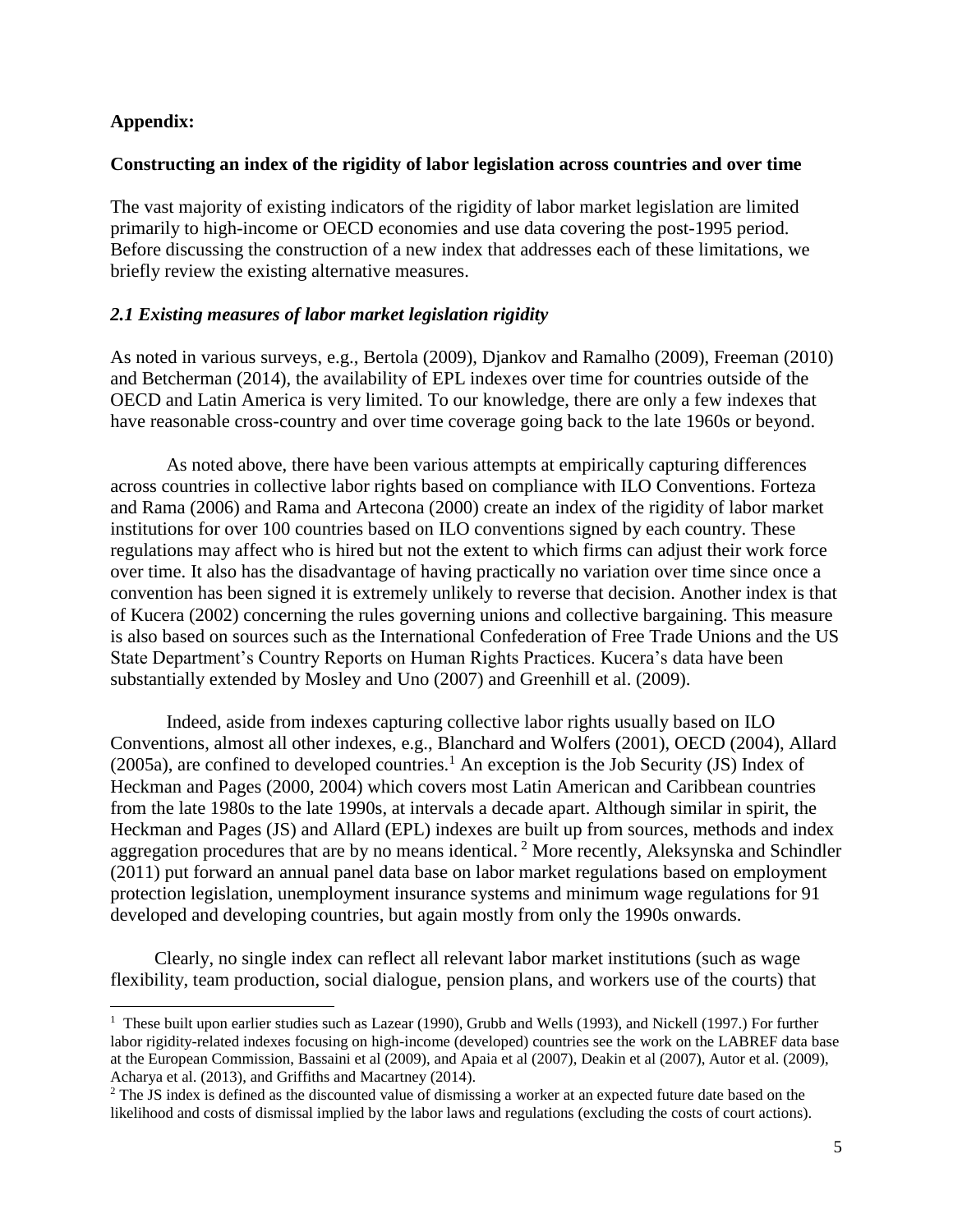**Appendix:**

**Constructing an index of the rigidity of labor legislation across countries and over time**

The vast majority of existing indicators of the rigidity of labor market legislation are limited primarily to high-income or OECD economies and use data covering the post-1995 period. Before discussing the construction of a new index that addresses each of these limitations, we briefly review the existing alternative measures.

### *2.1 Existing measures of labor market legislation rigidity*

As noted in various surveys, e.g., Bertola (2009), Djankov and Ramalho (2009), Freeman (2010) and Betcherman (2014), the availability of EPL indexes over time for countries outside of the OECD and Latin America is very limited. To our knowledge, there are only a few indexes that have reasonable cross-country and over time coverage going back to the late 1960s or beyond.

As noted above, there have been various attempts at empirically capturing differences across countries in collective labor rights based on compliance with ILO Conventions. Forteza and Rama (2006) and Rama and Artecona (2000) create an index of the rigidity of labor market institutions for over 100 countries based on ILO conventions signed by each country. These regulations may affect who is hired but not the extent to which firms can adjust their work force over time. It also has the disadvantage of having practically no variation over time since once a convention has been signed it is extremely unlikely to reverse that decision. Another index is that of Kucera (2002) concerning the rules governing unions and collective bargaining. This measure is also based on sources such as the International Confederation of Free Trade Unions and the US State Department's Country Reports on Human Rights Practices. Kucera's data have been substantially extended by Mosley and Uno (2007) and Greenhill et al. (2009).

Indeed, aside from indexes capturing collective labor rights usually based on ILO Conventions, almost all other indexes, e.g., Blanchard and Wolfers (2001), OECD (2004), Allard (2005a), are confined to developed countries.[1] An exception is the Job Security (JS) Index of Heckman and Pages (2000, 2004) which covers most Latin American and Caribbean countries from the late 1980s to the late 1990s, at intervals a decade apart. Although similar in spirit, the Heckman and Pages (JS) and Allard (EPL) indexes are built up from sources, methods and index aggregation procedures that are by no means identical.[2] More recently, Aleksynska and Schindler (2011) put forward an annual panel data base on labor market regulations based on employment protection legislation, unemployment insurance systems and minimum wage regulations for 91 developed and developing countries, but again mostly from only the 1990s onwards.

Clearly, no single index can reflect all relevant labor market institutions (such as wage flexibility, team production, social dialogue, pension plans, and workers use of the courts) that

---

[1] These built upon earlier studies such as Lazear (1990), Grubb and Wells (1993), and Nickell (1997.) For further labor rigidity-related indexes focusing on high-income (developed) countries see the work on the LABREF data base at the European Commission, Bassaini et al (2009), and Apaia et al (2007), Deakin et al (2007), Autor et al. (2009), Acharya et al. (2013), and Griffiths and Macartney (2014).

[2] The JS index is defined as the discounted value of dismissing a worker at an expected future date based on the likelihood and costs of dismissal implied by the labor laws and regulations (excluding the costs of court actions).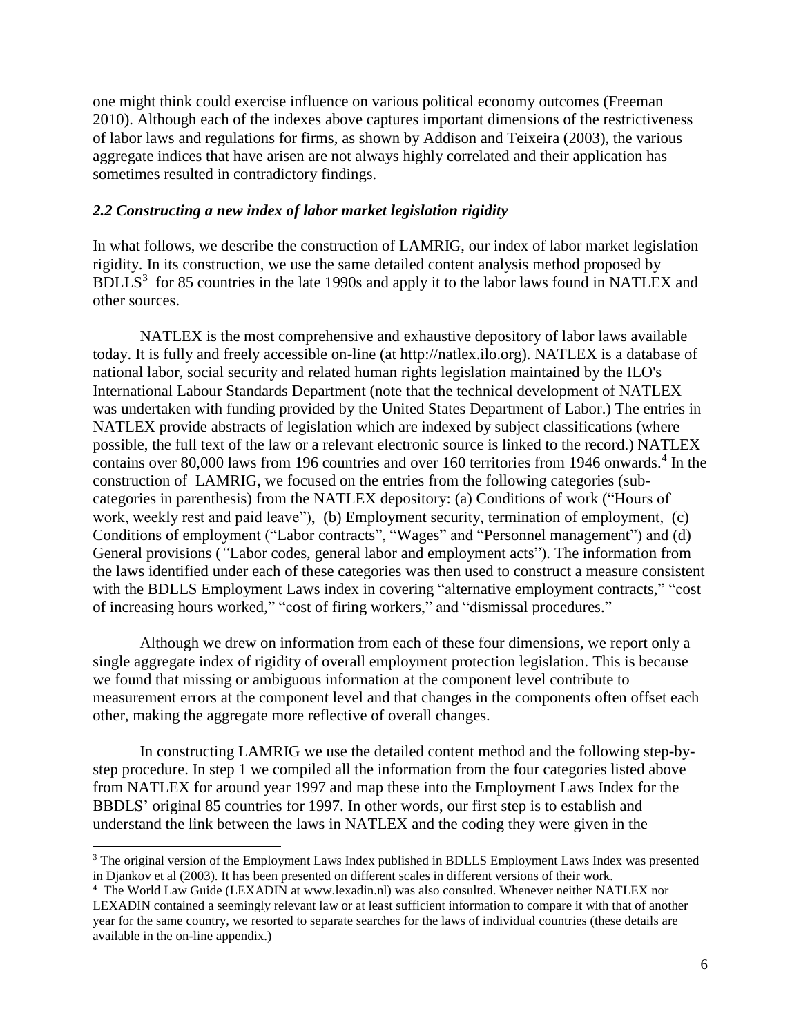one might think could exercise influence on various political economy outcomes (Freeman 2010). Although each of the indexes above captures important dimensions of the restrictiveness of labor laws and regulations for firms, as shown by Addison and Teixeira (2003), the various aggregate indices that have arisen are not always highly correlated and their application has sometimes resulted in contradictory findings.

### *2.2 Constructing a new index of labor market legislation rigidity*

In what follows, we describe the construction of LAMRIG, our index of labor market legislation rigidity. In its construction, we use the same detailed content analysis method proposed by BDLLS[3] for 85 countries in the late 1990s and apply it to the labor laws found in NATLEX and other sources.

NATLEX is the most comprehensive and exhaustive depository of labor laws available today. It is fully and freely accessible on-line (at http://natlex.ilo.org). NATLEX is a database of national labor, social security and related human rights legislation maintained by the ILO's International Labour Standards Department (note that the technical development of NATLEX was undertaken with funding provided by the United States Department of Labor.) The entries in NATLEX provide abstracts of legislation which are indexed by subject classifications (where possible, the full text of the law or a relevant electronic source is linked to the record.) NATLEX contains over 80,000 laws from 196 countries and over 160 territories from 1946 onwards.[4] In the construction of LAMRIG, we focused on the entries from the following categories (sub-categories in parenthesis) from the NATLEX depository: (a) Conditions of work ("Hours of work, weekly rest and paid leave"), (b) Employment security, termination of employment, (c) Conditions of employment ("Labor contracts", "Wages" and "Personnel management") and (d) General provisions ("Labor codes, general labor and employment acts"). The information from the laws identified under each of these categories was then used to construct a measure consistent with the BDLLS Employment Laws index in covering "alternative employment contracts," "cost of increasing hours worked," "cost of firing workers," and "dismissal procedures."

Although we drew on information from each of these four dimensions, we report only a single aggregate index of rigidity of overall employment protection legislation. This is because we found that missing or ambiguous information at the component level contribute to measurement errors at the component level and that changes in the components often offset each other, making the aggregate more reflective of overall changes.

In constructing LAMRIG we use the detailed content method and the following step-by-step procedure. In step 1 we compiled all the information from the four categories listed above from NATLEX for around year 1997 and map these into the Employment Laws Index for the BBDLS' original 85 countries for 1997. In other words, our first step is to establish and understand the link between the laws in NATLEX and the coding they were given in the

---

[3] The original version of the Employment Laws Index published in BDLLS Employment Laws Index was presented in Djankov et al (2003). It has been presented on different scales in different versions of their work.

[4] The World Law Guide (LEXADIN at www.lexadin.nl) was also consulted. Whenever neither NATLEX nor LEXADIN contained a seemingly relevant law or at least sufficient information to compare it with that of another year for the same country, we resorted to separate searches for the laws of individual countries (these details are available in the on-line appendix.)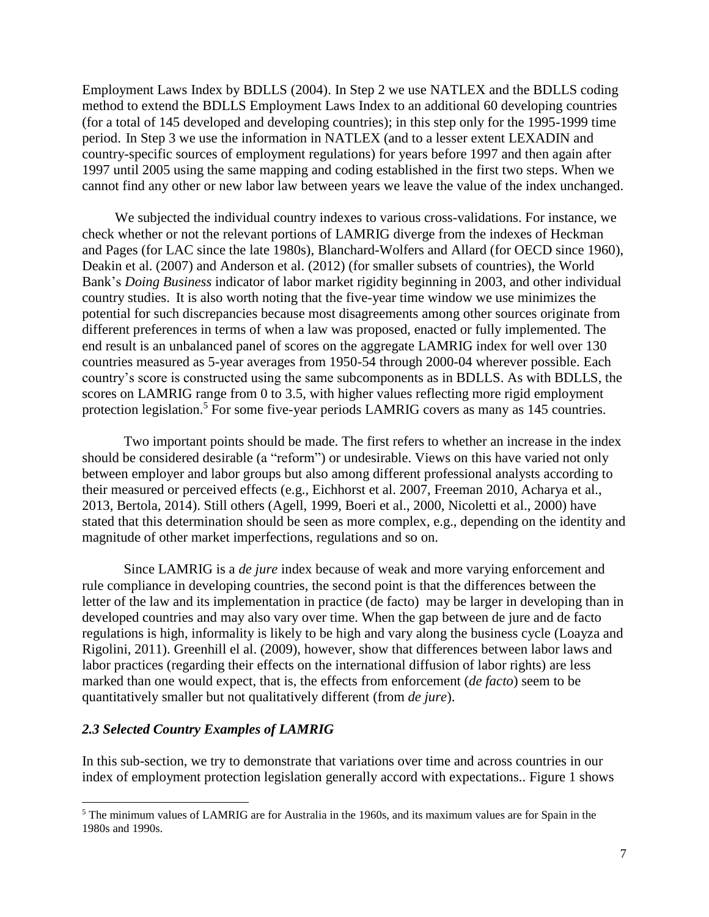Employment Laws Index by BDLLS (2004). In Step 2 we use NATLEX and the BDLLS coding method to extend the BDLLS Employment Laws Index to an additional 60 developing countries (for a total of 145 developed and developing countries); in this step only for the 1995-1999 time period. In Step 3 we use the information in NATLEX (and to a lesser extent LEXADIN and country-specific sources of employment regulations) for years before 1997 and then again after 1997 until 2005 using the same mapping and coding established in the first two steps. When we cannot find any other or new labor law between years we leave the value of the index unchanged.

We subjected the individual country indexes to various cross-validations. For instance, we check whether or not the relevant portions of LAMRIG diverge from the indexes of Heckman and Pages (for LAC since the late 1980s), Blanchard-Wolfers and Allard (for OECD since 1960), Deakin et al. (2007) and Anderson et al. (2012) (for smaller subsets of countries), the World Bank's *Doing Business* indicator of labor market rigidity beginning in 2003, and other individual country studies. It is also worth noting that the five-year time window we use minimizes the potential for such discrepancies because most disagreements among other sources originate from different preferences in terms of when a law was proposed, enacted or fully implemented. The end result is an unbalanced panel of scores on the aggregate LAMRIG index for well over 130 countries measured as 5-year averages from 1950-54 through 2000-04 wherever possible. Each country's score is constructed using the same subcomponents as in BDLLS. As with BDLLS, the scores on LAMRIG range from 0 to 3.5, with higher values reflecting more rigid employment protection legislation.[5] For some five-year periods LAMRIG covers as many as 145 countries.

Two important points should be made. The first refers to whether an increase in the index should be considered desirable (a "reform") or undesirable. Views on this have varied not only between employer and labor groups but also among different professional analysts according to their measured or perceived effects (e.g., Eichhorst et al. 2007, Freeman 2010, Acharya et al., 2013, Bertola, 2014). Still others (Agell, 1999, Boeri et al., 2000, Nicoletti et al., 2000) have stated that this determination should be seen as more complex, e.g., depending on the identity and magnitude of other market imperfections, regulations and so on.

Since LAMRIG is a *de jure* index because of weak and more varying enforcement and rule compliance in developing countries, the second point is that the differences between the letter of the law and its implementation in practice (de facto) may be larger in developing than in developed countries and may also vary over time. When the gap between de jure and de facto regulations is high, informality is likely to be high and vary along the business cycle (Loayza and Rigolini, 2011). Greenhill el al. (2009), however, show that differences between labor laws and labor practices (regarding their effects on the international diffusion of labor rights) are less marked than one would expect, that is, the effects from enforcement (*de facto*) seem to be quantitatively smaller but not qualitatively different (from *de jure*).

### *2.3 Selected Country Examples of LAMRIG*

In this sub-section, we try to demonstrate that variations over time and across countries in our index of employment protection legislation generally accord with expectations.. Figure 1 shows

[5] The minimum values of LAMRIG are for Australia in the 1960s, and its maximum values are for Spain in the 1980s and 1990s.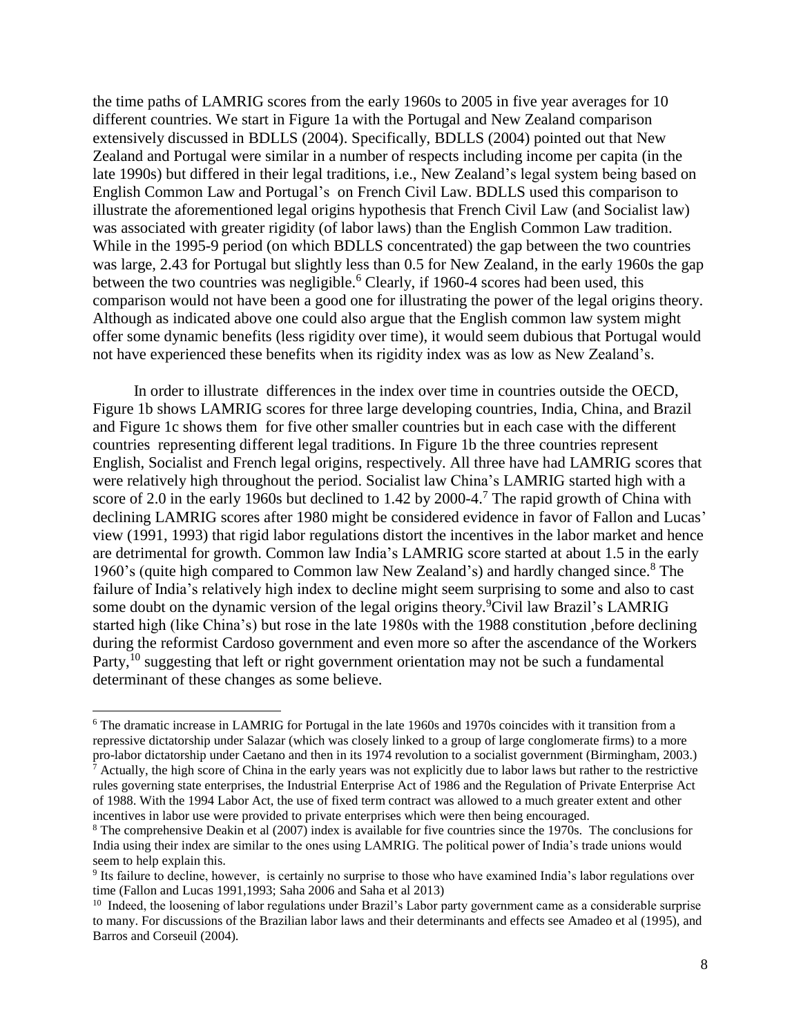the time paths of LAMRIG scores from the early 1960s to 2005 in five year averages for 10 different countries. We start in Figure 1a with the Portugal and New Zealand comparison extensively discussed in BDLLS (2004). Specifically, BDLLS (2004) pointed out that New Zealand and Portugal were similar in a number of respects including income per capita (in the late 1990s) but differed in their legal traditions, i.e., New Zealand's legal system being based on English Common Law and Portugal's on French Civil Law. BDLLS used this comparison to illustrate the aforementioned legal origins hypothesis that French Civil Law (and Socialist law) was associated with greater rigidity (of labor laws) than the English Common Law tradition. While in the 1995-9 period (on which BDLLS concentrated) the gap between the two countries was large, 2.43 for Portugal but slightly less than 0.5 for New Zealand, in the early 1960s the gap between the two countries was negligible.[6] Clearly, if 1960-4 scores had been used, this comparison would not have been a good one for illustrating the power of the legal origins theory. Although as indicated above one could also argue that the English common law system might offer some dynamic benefits (less rigidity over time), it would seem dubious that Portugal would not have experienced these benefits when its rigidity index was as low as New Zealand's.

In order to illustrate differences in the index over time in countries outside the OECD, Figure 1b shows LAMRIG scores for three large developing countries, India, China, and Brazil and Figure 1c shows them for five other smaller countries but in each case with the different countries representing different legal traditions. In Figure 1b the three countries represent English, Socialist and French legal origins, respectively. All three have had LAMRIG scores that were relatively high throughout the period. Socialist law China's LAMRIG started high with a score of 2.0 in the early 1960s but declined to 1.42 by 2000-4.[7] The rapid growth of China with declining LAMRIG scores after 1980 might be considered evidence in favor of Fallon and Lucas' view (1991, 1993) that rigid labor regulations distort the incentives in the labor market and hence are detrimental for growth. Common law India's LAMRIG score started at about 1.5 in the early 1960's (quite high compared to Common law New Zealand's) and hardly changed since.[8] The failure of India's relatively high index to decline might seem surprising to some and also to cast some doubt on the dynamic version of the legal origins theory.[9] Civil law Brazil's LAMRIG started high (like China's) but rose in the late 1980s with the 1988 constitution ,before declining during the reformist Cardoso government and even more so after the ascendance of the Workers Party,[10] suggesting that left or right government orientation may not be such a fundamental determinant of these changes as some believe.

[6] The dramatic increase in LAMRIG for Portugal in the late 1960s and 1970s coincides with it transition from a repressive dictatorship under Salazar (which was closely linked to a group of large conglomerate firms) to a more pro-labor dictatorship under Caetano and then in its 1974 revolution to a socialist government (Birmingham, 2003.)

[7] Actually, the high score of China in the early years was not explicitly due to labor laws but rather to the restrictive rules governing state enterprises, the Industrial Enterprise Act of 1986 and the Regulation of Private Enterprise Act of 1988. With the 1994 Labor Act, the use of fixed term contract was allowed to a much greater extent and other incentives in labor use were provided to private enterprises which were then being encouraged.

[8] The comprehensive Deakin et al (2007) index is available for five countries since the 1970s. The conclusions for India using their index are similar to the ones using LAMRIG. The political power of India's trade unions would seem to help explain this.

[9] Its failure to decline, however, is certainly no surprise to those who have examined India's labor regulations over time (Fallon and Lucas 1991,1993; Saha 2006 and Saha et al 2013)

[10] Indeed, the loosening of labor regulations under Brazil's Labor party government came as a considerable surprise to many. For discussions of the Brazilian labor laws and their determinants and effects see Amadeo et al (1995), and Barros and Corseuil (2004).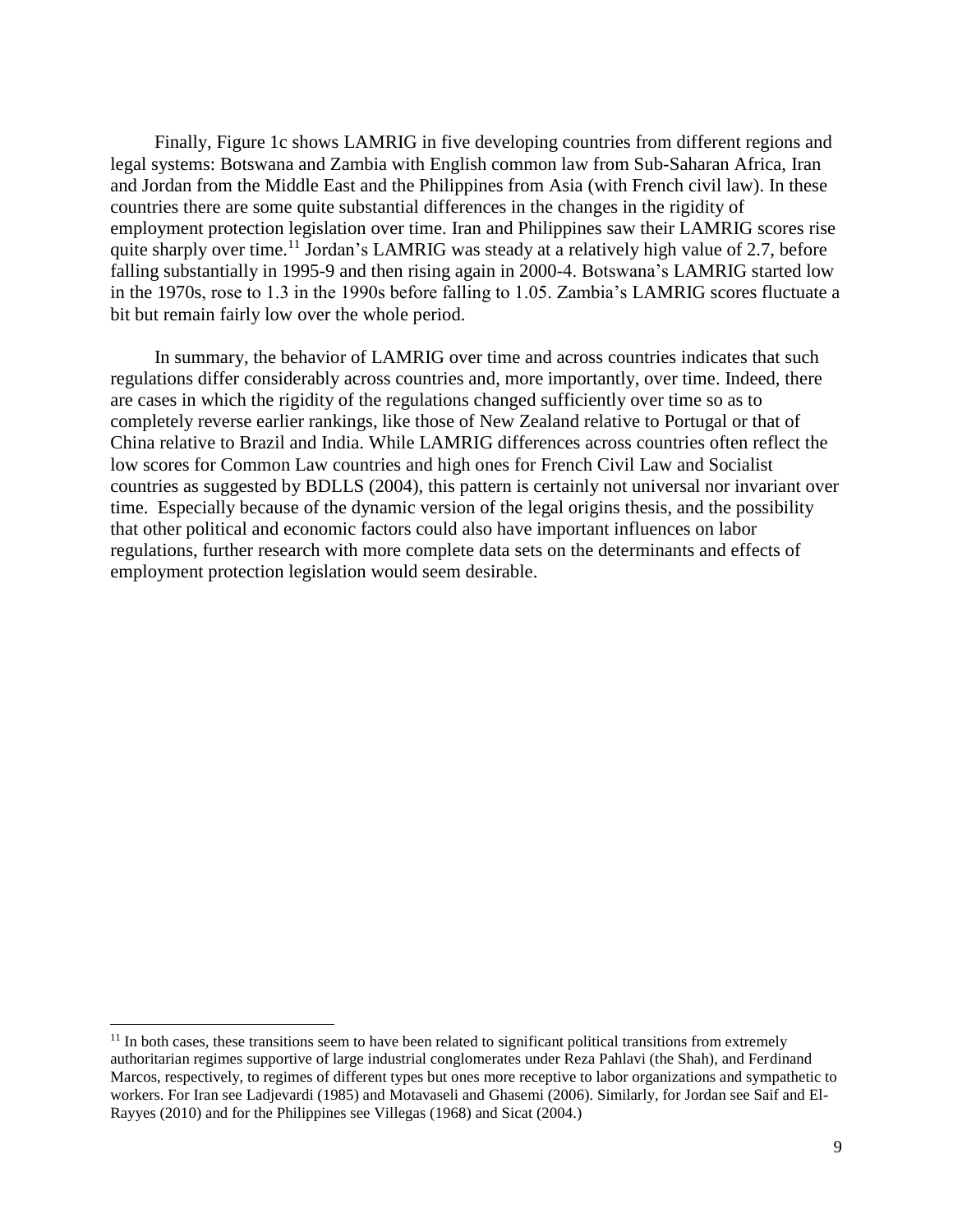Finally, Figure 1c shows LAMRIG in five developing countries from different regions and legal systems: Botswana and Zambia with English common law from Sub-Saharan Africa, Iran and Jordan from the Middle East and the Philippines from Asia (with French civil law). In these countries there are some quite substantial differences in the changes in the rigidity of employment protection legislation over time. Iran and Philippines saw their LAMRIG scores rise quite sharply over time.[11] Jordan's LAMRIG was steady at a relatively high value of 2.7, before falling substantially in 1995-9 and then rising again in 2000-4. Botswana's LAMRIG started low in the 1970s, rose to 1.3 in the 1990s before falling to 1.05. Zambia's LAMRIG scores fluctuate a bit but remain fairly low over the whole period.

In summary, the behavior of LAMRIG over time and across countries indicates that such regulations differ considerably across countries and, more importantly, over time. Indeed, there are cases in which the rigidity of the regulations changed sufficiently over time so as to completely reverse earlier rankings, like those of New Zealand relative to Portugal or that of China relative to Brazil and India. While LAMRIG differences across countries often reflect the low scores for Common Law countries and high ones for French Civil Law and Socialist countries as suggested by BDLLS (2004), this pattern is certainly not universal nor invariant over time. Especially because of the dynamic version of the legal origins thesis, and the possibility that other political and economic factors could also have important influences on labor regulations, further research with more complete data sets on the determinants and effects of employment protection legislation would seem desirable.

---

[11] In both cases, these transitions seem to have been related to significant political transitions from extremely authoritarian regimes supportive of large industrial conglomerates under Reza Pahlavi (the Shah), and Ferdinand Marcos, respectively, to regimes of different types but ones more receptive to labor organizations and sympathetic to workers. For Iran see Ladjevardi (1985) and Motavaseli and Ghasemi (2006). Similarly, for Jordan see Saif and El-Rayyes (2010) and for the Philippines see Villegas (1968) and Sicat (2004.)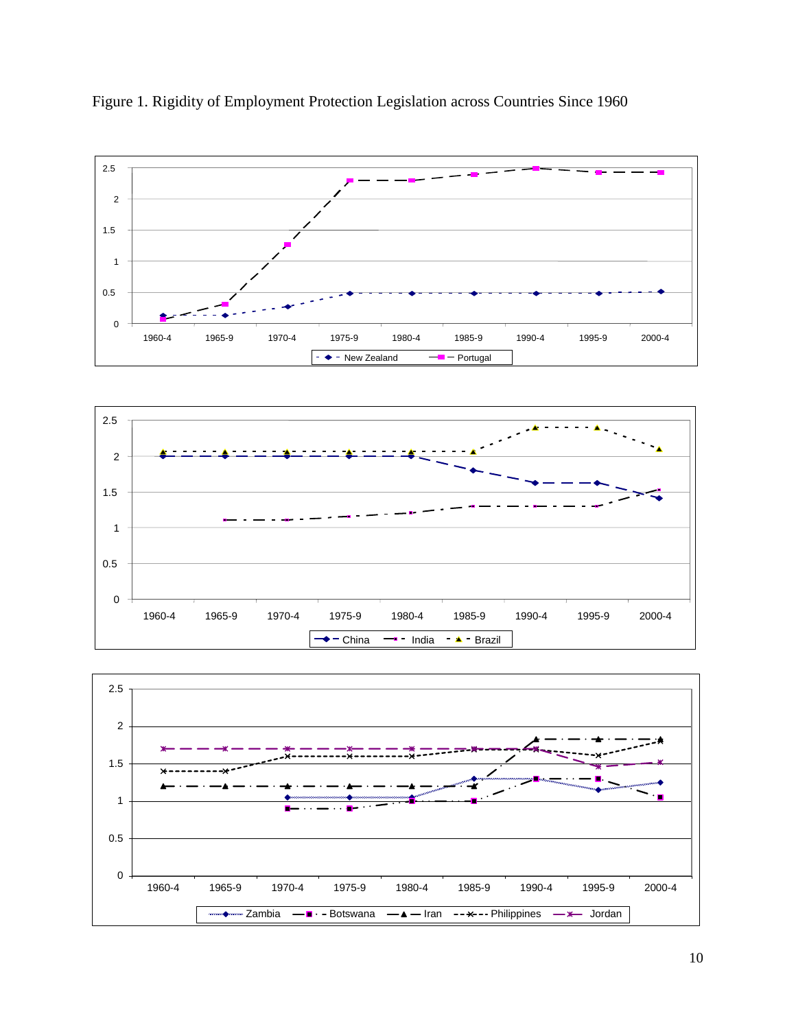Figure 1. Rigidity of Employment Protection Legislation across Countries Since 1960

2.5
2
1.5
1
0.5
0
1960-4 1965-9 1970-4 1975-9 1980-4 1985-9 1990-4 1995-9 2000-4
New Zealand
Portugal

2.5
2
1.5
1
0.5
0
1960-4 1965-9 1970-4 1975-9 1980-4 1985-9 1990-4 1995-9 2000-4
China
India
Brazil

2.5
2
1.5
1
0.5
0
1960-4 1965-9 1970-4 1975-9 1980-4 1985-9 1990-4 1995-9 2000-4
Zambia
Botswana
Iran
Philippines
Jordan